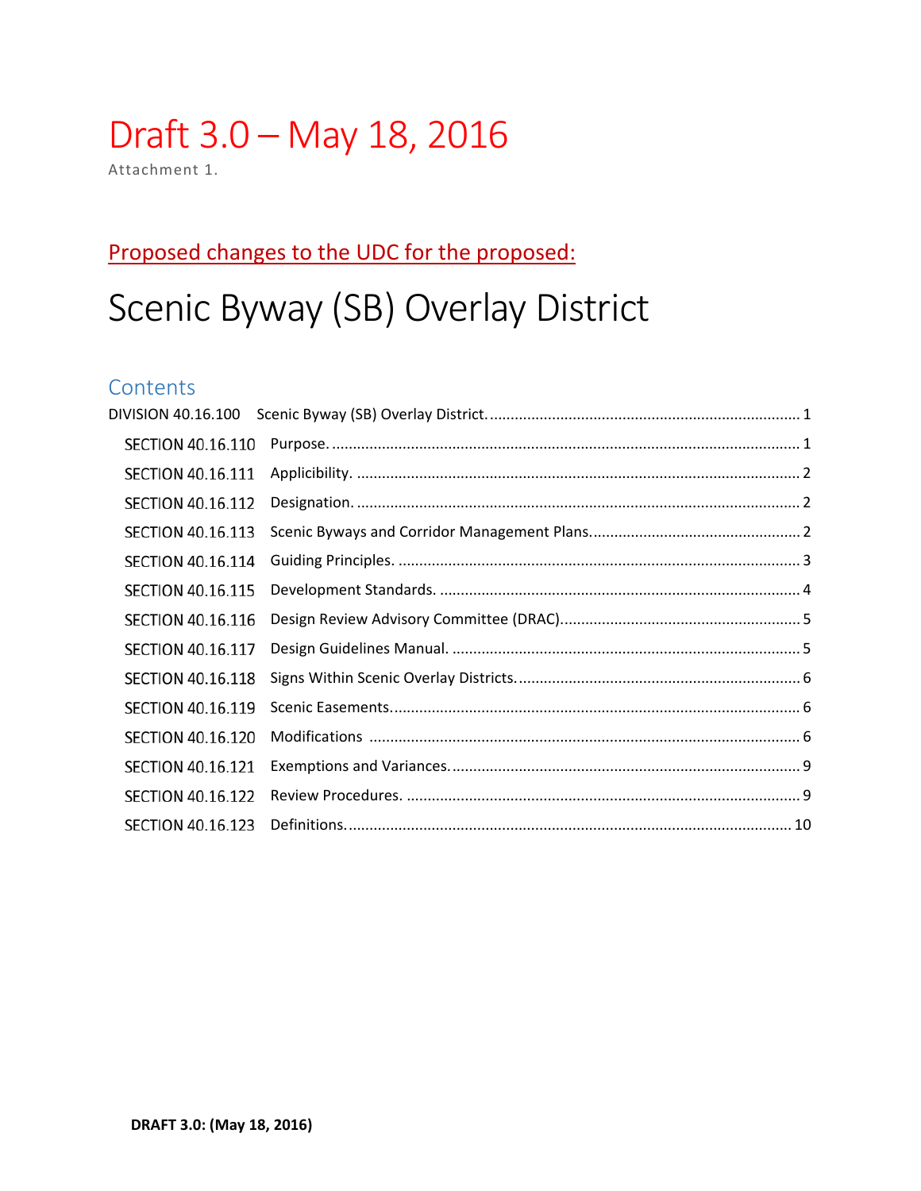# Draft 3.0 – May 18, 2016

Attachment 1.

## Proposed changes to the UDC for the proposed:

# Scenic Byway (SB) Overlay District

## Contents

DIVISION 40.16.100 Scenic Byway (SB) Overlay District. .......... 1

- SECTION 40.16.110 Purpose. .......... 1
- SECTION 40.16.111 Applicibility. .......... 2
- SECTION 40.16.112 Designation. .......... 2
- SECTION 40.16.113 Scenic Byways and Corridor Management Plans. .......... 2
- SECTION 40.16.114 Guiding Principles. .......... 3
- SECTION 40.16.115 Development Standards. .......... 4
- SECTION 40.16.116 Design Review Advisory Committee (DRAC). .......... 5
- SECTION 40.16.117 Design Guidelines Manual. .......... 5
- SECTION 40.16.118 Signs Within Scenic Overlay Districts. .......... 6
- SECTION 40.16.119 Scenic Easements. .......... 6
- SECTION 40.16.120 Modifications .......... 6
- SECTION 40.16.121 Exemptions and Variances. .......... 9
- SECTION 40.16.122 Review Procedures. .......... 9
- SECTION 40.16.123 Definitions. .......... 10

**DRAFT 3.0: (May 18, 2016)**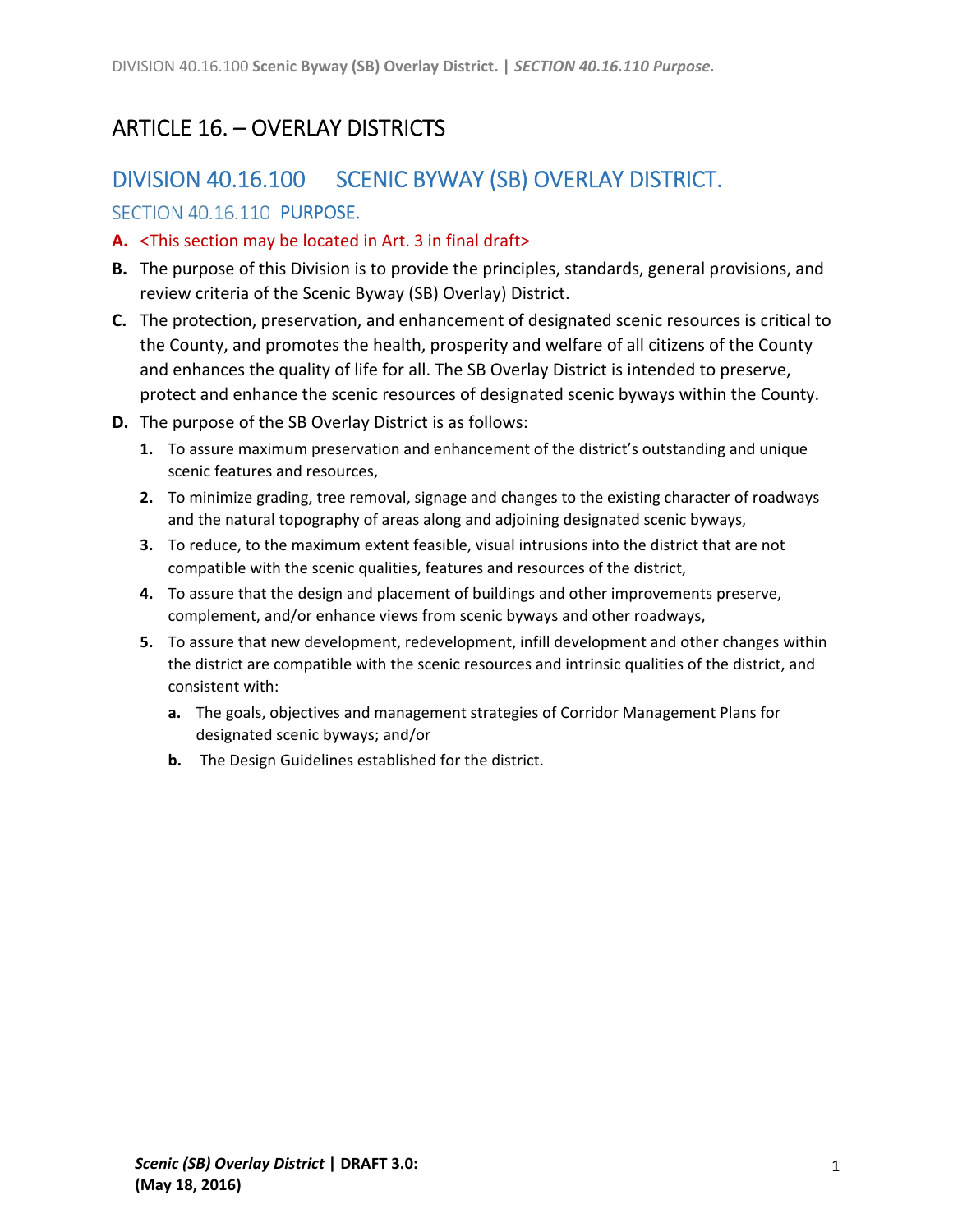# ARTICLE 16. – OVERLAY DISTRICTS

## DIVISION 40.16.100 SCENIC BYWAY (SB) OVERLAY DISTRICT.

### SECTION 40.16.110 PURPOSE.

**A.** <This section may be located in Art. 3 in final draft>

**B.** The purpose of this Division is to provide the principles, standards, general provisions, and review criteria of the Scenic Byway (SB) Overlay) District.

**C.** The protection, preservation, and enhancement of designated scenic resources is critical to the County, and promotes the health, prosperity and welfare of all citizens of the County and enhances the quality of life for all. The SB Overlay District is intended to preserve, protect and enhance the scenic resources of designated scenic byways within the County.

**D.** The purpose of the SB Overlay District is as follows:

1. To assure maximum preservation and enhancement of the district's outstanding and unique scenic features and resources,
2. To minimize grading, tree removal, signage and changes to the existing character of roadways and the natural topography of areas along and adjoining designated scenic byways,
3. To reduce, to the maximum extent feasible, visual intrusions into the district that are not compatible with the scenic qualities, features and resources of the district,
4. To assure that the design and placement of buildings and other improvements preserve, complement, and/or enhance views from scenic byways and other roadways,
5. To assure that new development, redevelopment, infill development and other changes within the district are compatible with the scenic resources and intrinsic qualities of the district, and consistent with:
   - **a.** The goals, objectives and management strategies of Corridor Management Plans for designated scenic byways; and/or
   - **b.** The Design Guidelines established for the district.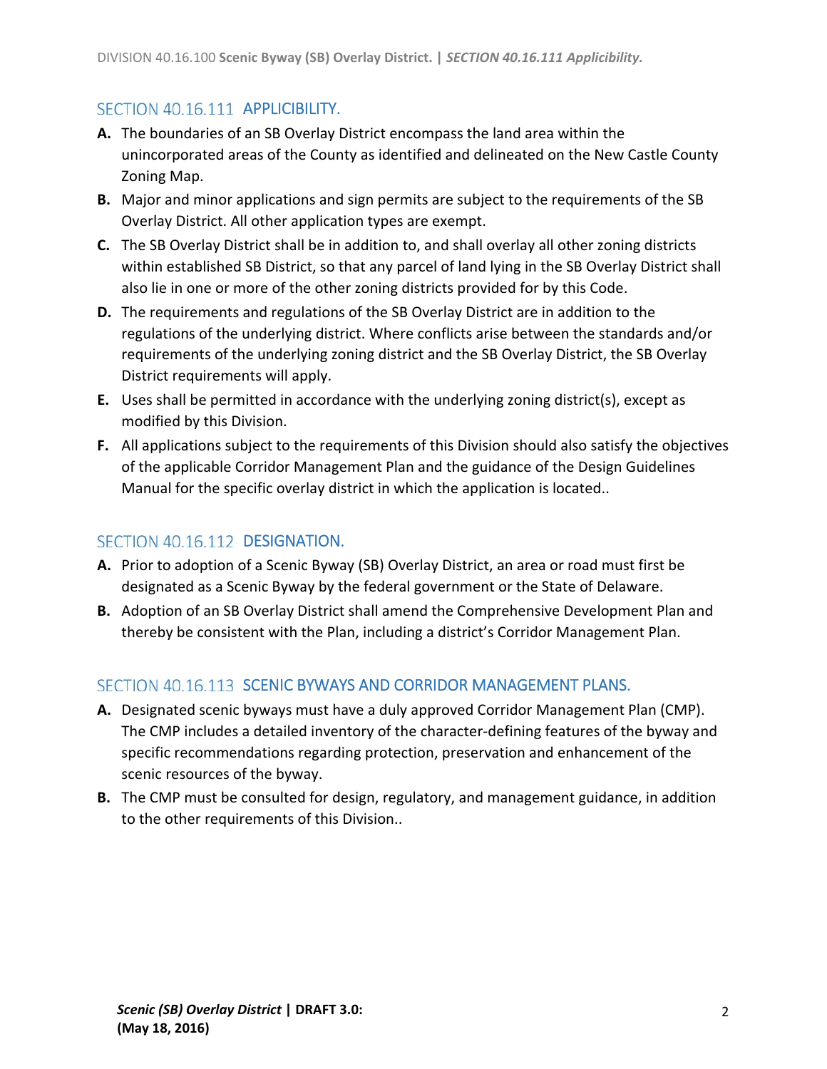## SECTION 40.16.111 APPLICIBILITY.

**A.** The boundaries of an SB Overlay District encompass the land area within the unincorporated areas of the County as identified and delineated on the New Castle County Zoning Map.

**B.** Major and minor applications and sign permits are subject to the requirements of the SB Overlay District. All other application types are exempt.

**C.** The SB Overlay District shall be in addition to, and shall overlay all other zoning districts within established SB District, so that any parcel of land lying in the SB Overlay District shall also lie in one or more of the other zoning districts provided for by this Code.

**D.** The requirements and regulations of the SB Overlay District are in addition to the regulations of the underlying district. Where conflicts arise between the standards and/or requirements of the underlying zoning district and the SB Overlay District, the SB Overlay District requirements will apply.

**E.** Uses shall be permitted in accordance with the underlying zoning district(s), except as modified by this Division.

**F.** All applications subject to the requirements of this Division should also satisfy the objectives of the applicable Corridor Management Plan and the guidance of the Design Guidelines Manual for the specific overlay district in which the application is located..

## SECTION 40.16.112 DESIGNATION.

**A.** Prior to adoption of a Scenic Byway (SB) Overlay District, an area or road must first be designated as a Scenic Byway by the federal government or the State of Delaware.

**B.** Adoption of an SB Overlay District shall amend the Comprehensive Development Plan and thereby be consistent with the Plan, including a district's Corridor Management Plan.

## SECTION 40.16.113 SCENIC BYWAYS AND CORRIDOR MANAGEMENT PLANS.

**A.** Designated scenic byways must have a duly approved Corridor Management Plan (CMP). The CMP includes a detailed inventory of the character-defining features of the byway and specific recommendations regarding protection, preservation and enhancement of the scenic resources of the byway.

**B.** The CMP must be consulted for design, regulatory, and management guidance, in addition to the other requirements of this Division..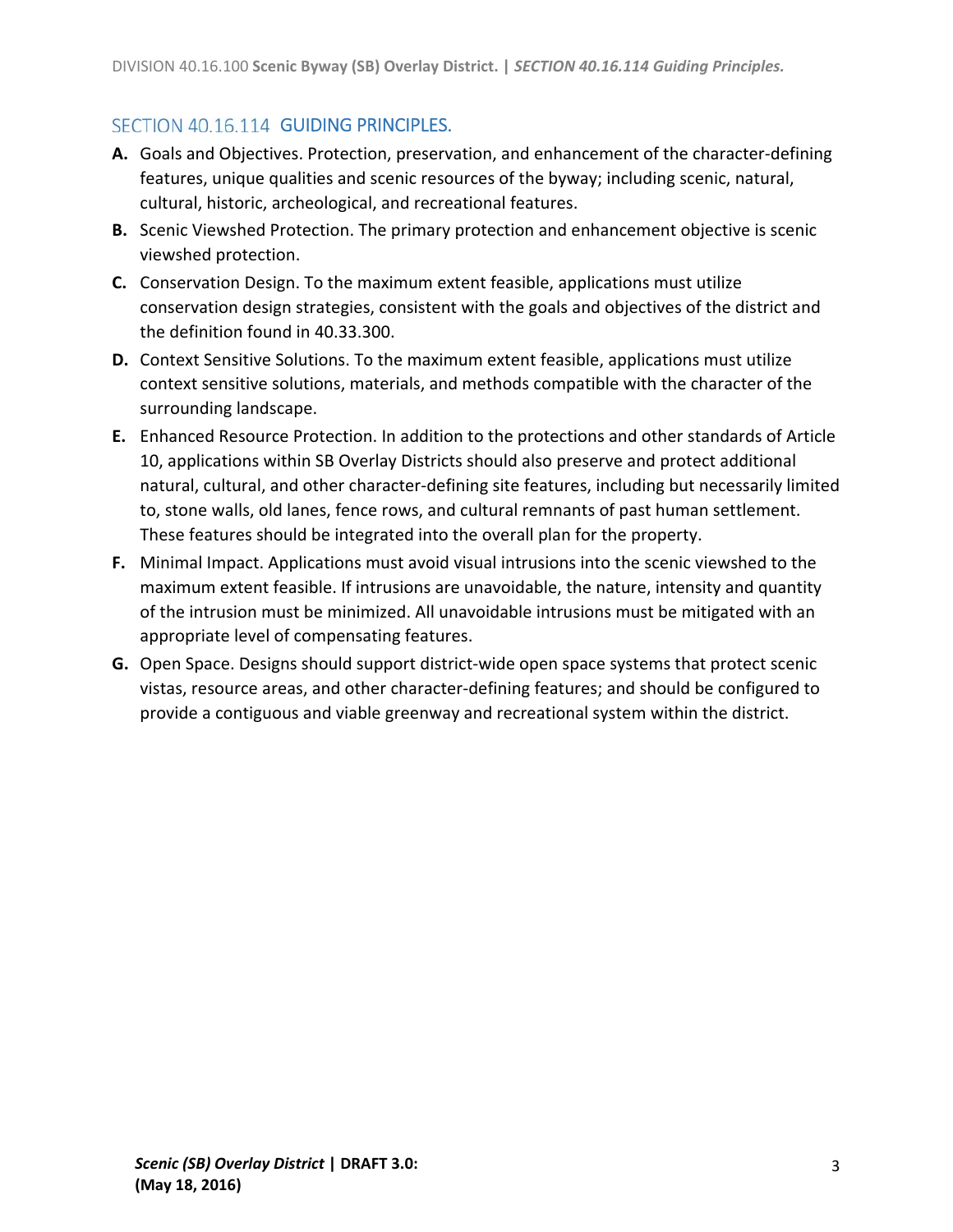## SECTION 40.16.114 GUIDING PRINCIPLES.

**A.** Goals and Objectives. Protection, preservation, and enhancement of the character-defining features, unique qualities and scenic resources of the byway; including scenic, natural, cultural, historic, archeological, and recreational features.

**B.** Scenic Viewshed Protection. The primary protection and enhancement objective is scenic viewshed protection.

**C.** Conservation Design. To the maximum extent feasible, applications must utilize conservation design strategies, consistent with the goals and objectives of the district and the definition found in 40.33.300.

**D.** Context Sensitive Solutions. To the maximum extent feasible, applications must utilize context sensitive solutions, materials, and methods compatible with the character of the surrounding landscape.

**E.** Enhanced Resource Protection. In addition to the protections and other standards of Article 10, applications within SB Overlay Districts should also preserve and protect additional natural, cultural, and other character-defining site features, including but necessarily limited to, stone walls, old lanes, fence rows, and cultural remnants of past human settlement. These features should be integrated into the overall plan for the property.

**F.** Minimal Impact. Applications must avoid visual intrusions into the scenic viewshed to the maximum extent feasible. If intrusions are unavoidable, the nature, intensity and quantity of the intrusion must be minimized. All unavoidable intrusions must be mitigated with an appropriate level of compensating features.

**G.** Open Space. Designs should support district-wide open space systems that protect scenic vistas, resource areas, and other character-defining features; and should be configured to provide a contiguous and viable greenway and recreational system within the district.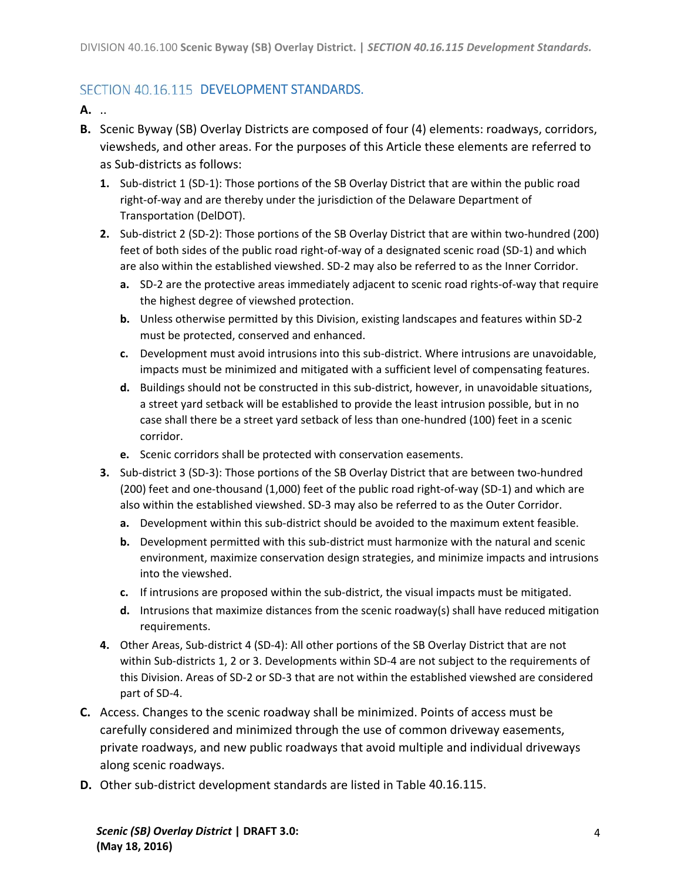## SECTION 40.16.115 DEVELOPMENT STANDARDS.

**A.** ..

**B.** Scenic Byway (SB) Overlay Districts are composed of four (4) elements: roadways, corridors, viewsheds, and other areas. For the purposes of this Article these elements are referred to as Sub-districts as follows:

1. Sub-district 1 (SD-1): Those portions of the SB Overlay District that are within the public road right-of-way and are thereby under the jurisdiction of the Delaware Department of Transportation (DelDOT).
2. Sub-district 2 (SD-2): Those portions of the SB Overlay District that are within two-hundred (200) feet of both sides of the public road right-of-way of a designated scenic road (SD-1) and which are also within the established viewshed. SD-2 may also be referred to as the Inner Corridor.
   - **a.** SD-2 are the protective areas immediately adjacent to scenic road rights-of-way that require the highest degree of viewshed protection.
   - **b.** Unless otherwise permitted by this Division, existing landscapes and features within SD-2 must be protected, conserved and enhanced.
   - **c.** Development must avoid intrusions into this sub-district. Where intrusions are unavoidable, impacts must be minimized and mitigated with a sufficient level of compensating features.
   - **d.** Buildings should not be constructed in this sub-district, however, in unavoidable situations, a street yard setback will be established to provide the least intrusion possible, but in no case shall there be a street yard setback of less than one-hundred (100) feet in a scenic corridor.
   - **e.** Scenic corridors shall be protected with conservation easements.
3. Sub-district 3 (SD-3): Those portions of the SB Overlay District that are between two-hundred (200) feet and one-thousand (1,000) feet of the public road right-of-way (SD-1) and which are also within the established viewshed. SD-3 may also be referred to as the Outer Corridor.
   - **a.** Development within this sub-district should be avoided to the maximum extent feasible.
   - **b.** Development permitted with this sub-district must harmonize with the natural and scenic environment, maximize conservation design strategies, and minimize impacts and intrusions into the viewshed.
   - **c.** If intrusions are proposed within the sub-district, the visual impacts must be mitigated.
   - **d.** Intrusions that maximize distances from the scenic roadway(s) shall have reduced mitigation requirements.
4. Other Areas, Sub-district 4 (SD-4): All other portions of the SB Overlay District that are not within Sub-districts 1, 2 or 3. Developments within SD-4 are not subject to the requirements of this Division. Areas of SD-2 or SD-3 that are not within the established viewshed are considered part of SD-4.

**C.** Access. Changes to the scenic roadway shall be minimized. Points of access must be carefully considered and minimized through the use of common driveway easements, private roadways, and new public roadways that avoid multiple and individual driveways along scenic roadways.

**D.** Other sub-district development standards are listed in Table 40.16.115.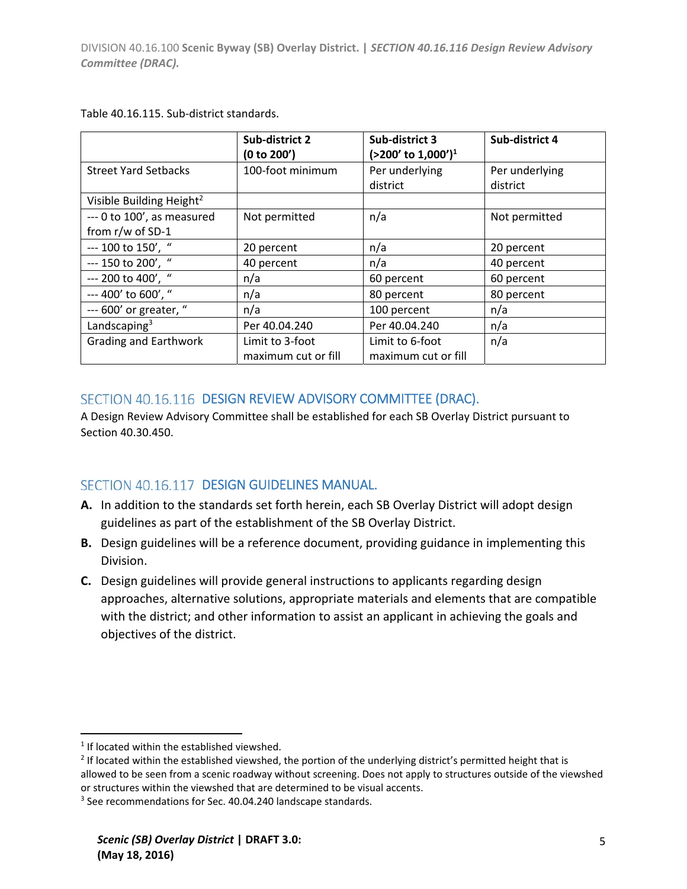Table 40.16.115. Sub-district standards.

| | Sub-district 2 (0 to 200') | Sub-district 3 (>200' to 1,000')[1] | Sub-district 4 |
|---|---|---|---|
| Street Yard Setbacks | 100-foot minimum | Per underlying district | Per underlying district |
| Visible Building Height[2] | | | |
| --- 0 to 100', as measured from r/w of SD-1 | Not permitted | n/a | Not permitted |
| --- 100 to 150', " | 20 percent | n/a | 20 percent |
| --- 150 to 200', " | 40 percent | n/a | 40 percent |
| --- 200 to 400', " | n/a | 60 percent | 60 percent |
| --- 400' to 600', " | n/a | 80 percent | 80 percent |
| --- 600' or greater, " | n/a | 100 percent | n/a |
| Landscaping[3] | Per 40.04.240 | Per 40.04.240 | n/a |
| Grading and Earthwork | Limit to 3-foot maximum cut or fill | Limit to 6-foot maximum cut or fill | n/a |

## SECTION 40.16.116 DESIGN REVIEW ADVISORY COMMITTEE (DRAC).

A Design Review Advisory Committee shall be established for each SB Overlay District pursuant to Section 40.30.450.

## SECTION 40.16.117 DESIGN GUIDELINES MANUAL.

**A.** In addition to the standards set forth herein, each SB Overlay District will adopt design guidelines as part of the establishment of the SB Overlay District.

**B.** Design guidelines will be a reference document, providing guidance in implementing this Division.

**C.** Design guidelines will provide general instructions to applicants regarding design approaches, alternative solutions, appropriate materials and elements that are compatible with the district; and other information to assist an applicant in achieving the goals and objectives of the district.

---

[1] If located within the established viewshed.

[2] If located within the established viewshed, the portion of the underlying district's permitted height that is allowed to be seen from a scenic roadway without screening. Does not apply to structures outside of the viewshed or structures within the viewshed that are determined to be visual accents.

[3] See recommendations for Sec. 40.04.240 landscape standards.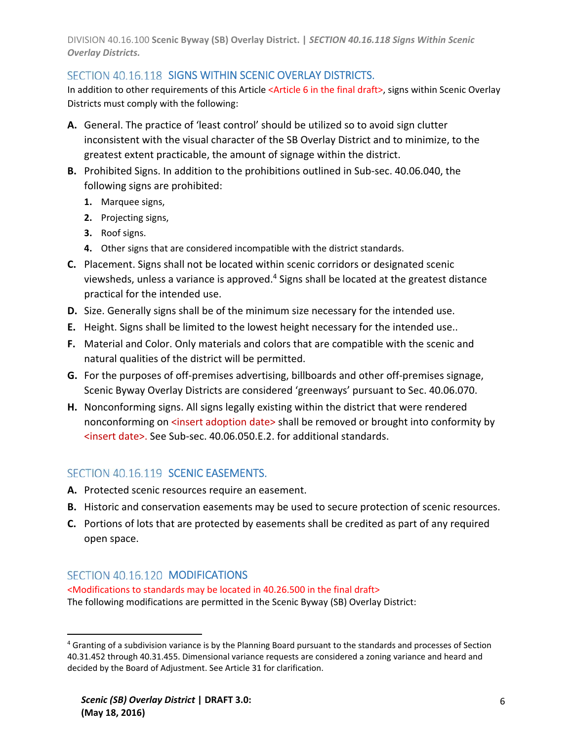## SECTION 40.16.118 SIGNS WITHIN SCENIC OVERLAY DISTRICTS.

In addition to other requirements of this Article <Article 6 in the final draft>, signs within Scenic Overlay Districts must comply with the following:

**A.** General. The practice of 'least control' should be utilized so to avoid sign clutter inconsistent with the visual character of the SB Overlay District and to minimize, to the greatest extent practicable, the amount of signage within the district.

**B.** Prohibited Signs. In addition to the prohibitions outlined in Sub-sec. 40.06.040, the following signs are prohibited:

1. Marquee signs,
2. Projecting signs,
3. Roof signs.
4. Other signs that are considered incompatible with the district standards.

**C.** Placement. Signs shall not be located within scenic corridors or designated scenic viewsheds, unless a variance is approved.[4] Signs shall be located at the greatest distance practical for the intended use.

**D.** Size. Generally signs shall be of the minimum size necessary for the intended use.

**E.** Height. Signs shall be limited to the lowest height necessary for the intended use..

**F.** Material and Color. Only materials and colors that are compatible with the scenic and natural qualities of the district will be permitted.

**G.** For the purposes of off-premises advertising, billboards and other off-premises signage, Scenic Byway Overlay Districts are considered 'greenways' pursuant to Sec. 40.06.070.

**H.** Nonconforming signs. All signs legally existing within the district that were rendered nonconforming on <insert adoption date> shall be removed or brought into conformity by <insert date>. See Sub-sec. 40.06.050.E.2. for additional standards.

## SECTION 40.16.119 SCENIC EASEMENTS.

**A.** Protected scenic resources require an easement.

**B.** Historic and conservation easements may be used to secure protection of scenic resources.

**C.** Portions of lots that are protected by easements shall be credited as part of any required open space.

## SECTION 40.16.120 MODIFICATIONS

<Modifications to standards may be located in 40.26.500 in the final draft>

The following modifications are permitted in the Scenic Byway (SB) Overlay District:

---

[4] Granting of a subdivision variance is by the Planning Board pursuant to the standards and processes of Section 40.31.452 through 40.31.455. Dimensional variance requests are considered a zoning variance and heard and decided by the Board of Adjustment. See Article 31 for clarification.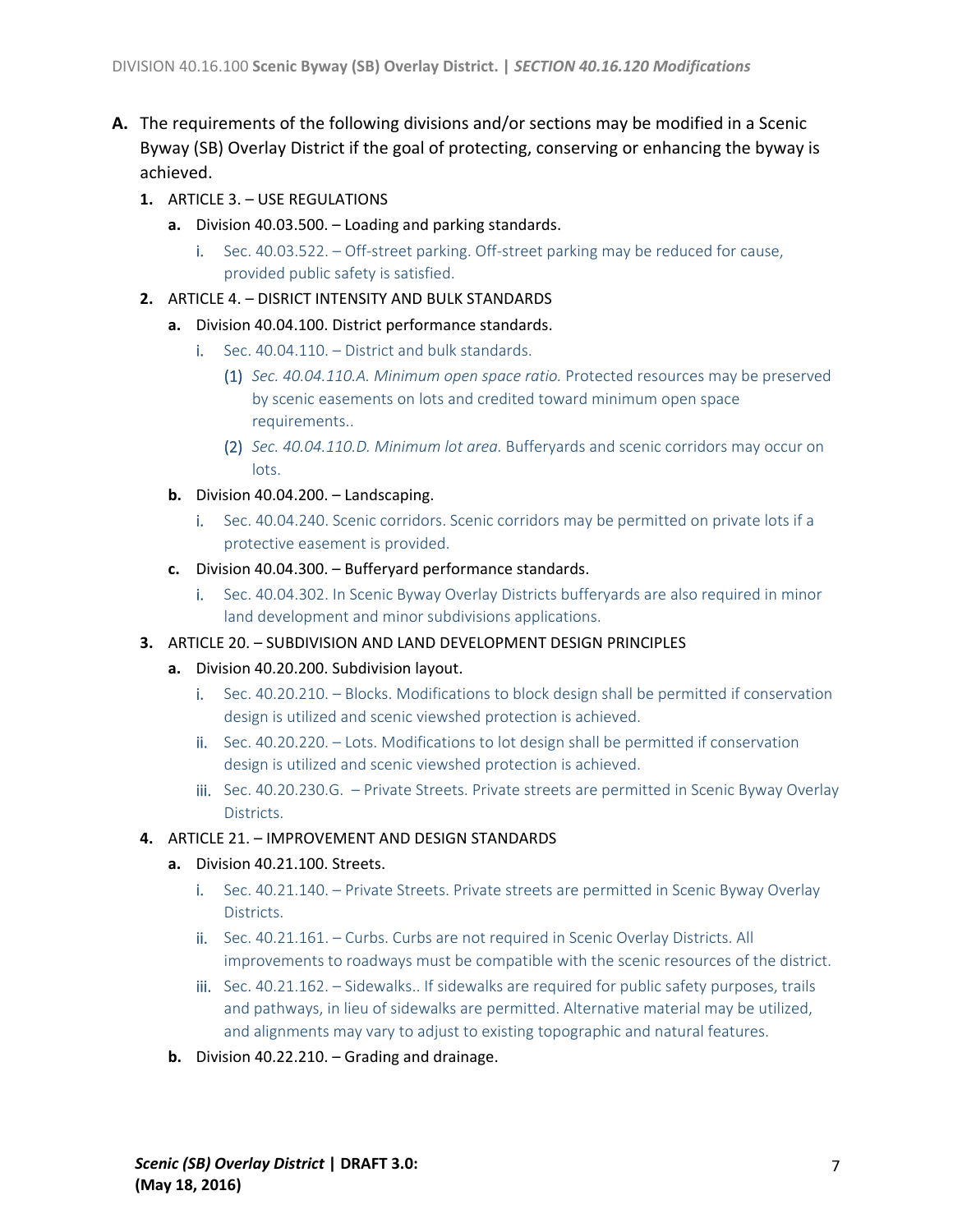**A.** The requirements of the following divisions and/or sections may be modified in a Scenic Byway (SB) Overlay District if the goal of protecting, conserving or enhancing the byway is achieved.

1. ARTICLE 3. – USE REGULATIONS
   - a. Division 40.03.500. – Loading and parking standards.
     - i. Sec. 40.03.522. – Off-street parking. Off-street parking may be reduced for cause, provided public safety is satisfied.
2. ARTICLE 4. – DISRICT INTENSITY AND BULK STANDARDS
   - a. Division 40.04.100. District performance standards.
     - i. Sec. 40.04.110. – District and bulk standards.
       - (1) *Sec. 40.04.110.A. Minimum open space ratio.* Protected resources may be preserved by scenic easements on lots and credited toward minimum open space requirements..
       - (2) *Sec. 40.04.110.D. Minimum lot area.* Bufferyards and scenic corridors may occur on lots.
   - b. Division 40.04.200. – Landscaping.
     - i. Sec. 40.04.240. Scenic corridors. Scenic corridors may be permitted on private lots if a protective easement is provided.
   - c. Division 40.04.300. – Bufferyard performance standards.
     - i. Sec. 40.04.302. In Scenic Byway Overlay Districts bufferyards are also required in minor land development and minor subdivisions applications.
3. ARTICLE 20. – SUBDIVISION AND LAND DEVELOPMENT DESIGN PRINCIPLES
   - a. Division 40.20.200. Subdivision layout.
     - i. Sec. 40.20.210. – Blocks. Modifications to block design shall be permitted if conservation design is utilized and scenic viewshed protection is achieved.
     - ii. Sec. 40.20.220. – Lots. Modifications to lot design shall be permitted if conservation design is utilized and scenic viewshed protection is achieved.
     - iii. Sec. 40.20.230.G. – Private Streets. Private streets are permitted in Scenic Byway Overlay Districts.
4. ARTICLE 21. – IMPROVEMENT AND DESIGN STANDARDS
   - a. Division 40.21.100. Streets.
     - i. Sec. 40.21.140. – Private Streets. Private streets are permitted in Scenic Byway Overlay Districts.
     - ii. Sec. 40.21.161. – Curbs. Curbs are not required in Scenic Overlay Districts. All improvements to roadways must be compatible with the scenic resources of the district.
     - iii. Sec. 40.21.162. – Sidewalks.. If sidewalks are required for public safety purposes, trails and pathways, in lieu of sidewalks are permitted. Alternative material may be utilized, and alignments may vary to adjust to existing topographic and natural features.
   - b. Division 40.22.210. – Grading and drainage.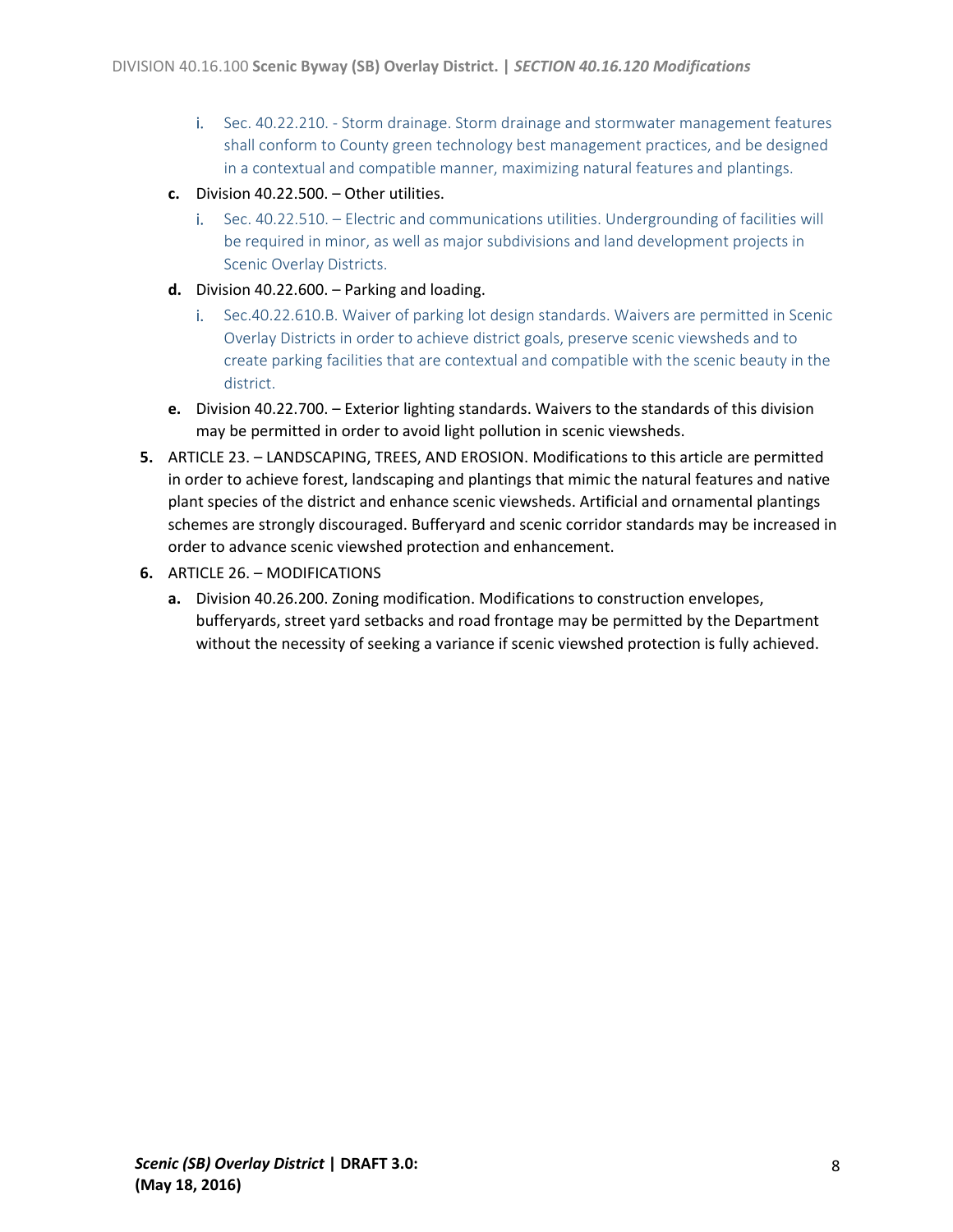i. Sec. 40.22.210. - Storm drainage. Storm drainage and stormwater management features shall conform to County green technology best management practices, and be designed in a contextual and compatible manner, maximizing natural features and plantings.

**c.** Division 40.22.500. – Other utilities.

i. Sec. 40.22.510. – Electric and communications utilities. Undergrounding of facilities will be required in minor, as well as major subdivisions and land development projects in Scenic Overlay Districts.

**d.** Division 40.22.600. – Parking and loading.

i. Sec.40.22.610.B. Waiver of parking lot design standards. Waivers are permitted in Scenic Overlay Districts in order to achieve district goals, preserve scenic viewsheds and to create parking facilities that are contextual and compatible with the scenic beauty in the district.

**e.** Division 40.22.700. – Exterior lighting standards. Waivers to the standards of this division may be permitted in order to avoid light pollution in scenic viewsheds.

**5.** ARTICLE 23. – LANDSCAPING, TREES, AND EROSION. Modifications to this article are permitted in order to achieve forest, landscaping and plantings that mimic the natural features and native plant species of the district and enhance scenic viewsheds. Artificial and ornamental plantings schemes are strongly discouraged. Bufferyard and scenic corridor standards may be increased in order to advance scenic viewshed protection and enhancement.

**6.** ARTICLE 26. – MODIFICATIONS

**a.** Division 40.26.200. Zoning modification. Modifications to construction envelopes, bufferyards, street yard setbacks and road frontage may be permitted by the Department without the necessity of seeking a variance if scenic viewshed protection is fully achieved.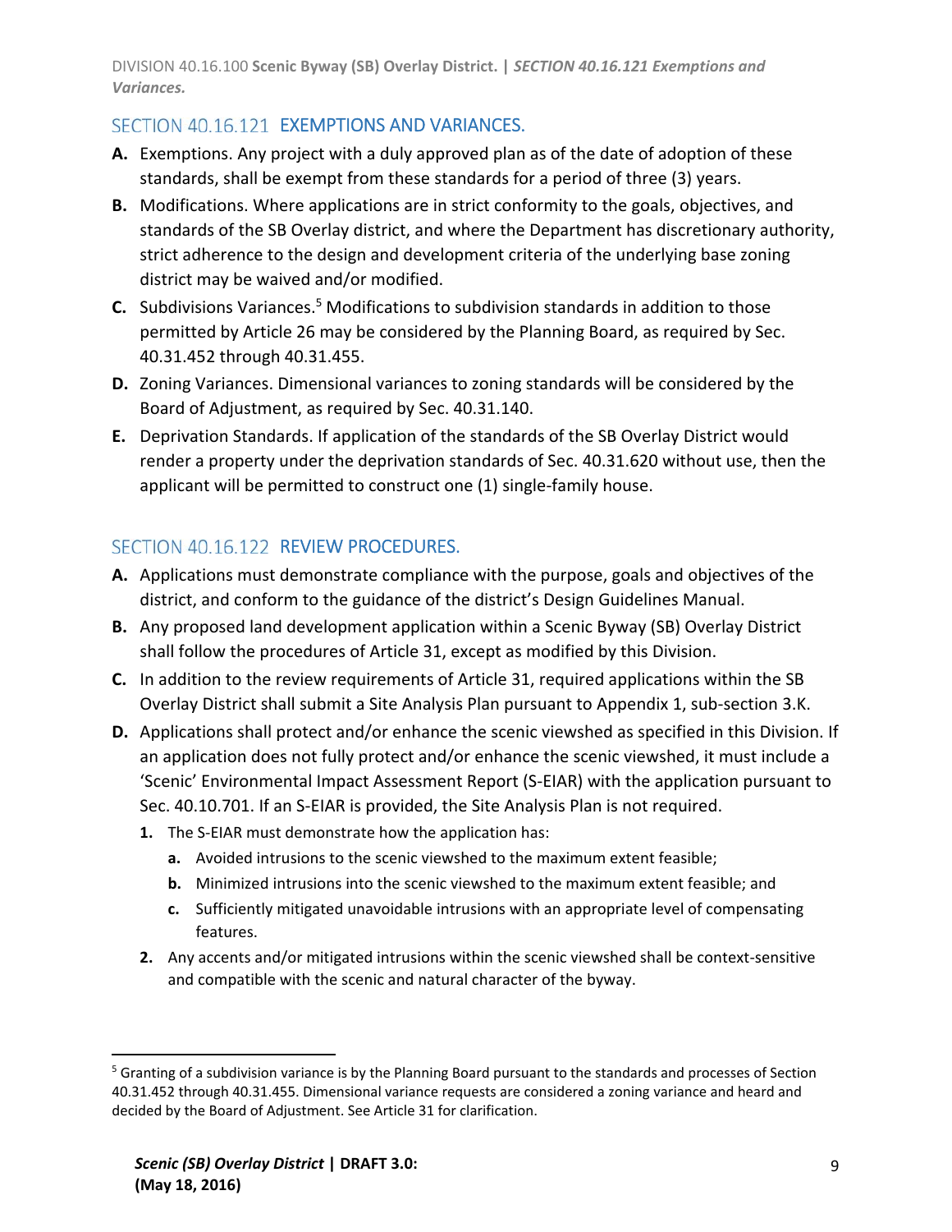## SECTION 40.16.121 EXEMPTIONS AND VARIANCES.

**A.** Exemptions. Any project with a duly approved plan as of the date of adoption of these standards, shall be exempt from these standards for a period of three (3) years.

**B.** Modifications. Where applications are in strict conformity to the goals, objectives, and standards of the SB Overlay district, and where the Department has discretionary authority, strict adherence to the design and development criteria of the underlying base zoning district may be waived and/or modified.

**C.** Subdivisions Variances.[5] Modifications to subdivision standards in addition to those permitted by Article 26 may be considered by the Planning Board, as required by Sec. 40.31.452 through 40.31.455.

**D.** Zoning Variances. Dimensional variances to zoning standards will be considered by the Board of Adjustment, as required by Sec. 40.31.140.

**E.** Deprivation Standards. If application of the standards of the SB Overlay District would render a property under the deprivation standards of Sec. 40.31.620 without use, then the applicant will be permitted to construct one (1) single-family house.

## SECTION 40.16.122 REVIEW PROCEDURES.

**A.** Applications must demonstrate compliance with the purpose, goals and objectives of the district, and conform to the guidance of the district's Design Guidelines Manual.

**B.** Any proposed land development application within a Scenic Byway (SB) Overlay District shall follow the procedures of Article 31, except as modified by this Division.

**C.** In addition to the review requirements of Article 31, required applications within the SB Overlay District shall submit a Site Analysis Plan pursuant to Appendix 1, sub-section 3.K.

**D.** Applications shall protect and/or enhance the scenic viewshed as specified in this Division. If an application does not fully protect and/or enhance the scenic viewshed, it must include a 'Scenic' Environmental Impact Assessment Report (S-EIAR) with the application pursuant to Sec. 40.10.701. If an S-EIAR is provided, the Site Analysis Plan is not required.

   **1.** The S-EIAR must demonstrate how the application has:

      **a.** Avoided intrusions to the scenic viewshed to the maximum extent feasible;

      **b.** Minimized intrusions into the scenic viewshed to the maximum extent feasible; and

      **c.** Sufficiently mitigated unavoidable intrusions with an appropriate level of compensating features.

   **2.** Any accents and/or mitigated intrusions within the scenic viewshed shall be context-sensitive and compatible with the scenic and natural character of the byway.

---

[5] Granting of a subdivision variance is by the Planning Board pursuant to the standards and processes of Section 40.31.452 through 40.31.455. Dimensional variance requests are considered a zoning variance and heard and decided by the Board of Adjustment. See Article 31 for clarification.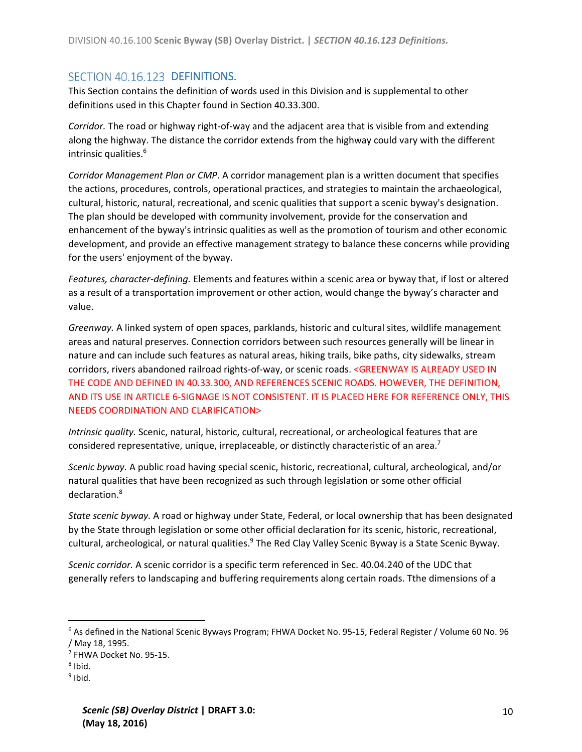## SECTION 40.16.123 DEFINITIONS.

This Section contains the definition of words used in this Division and is supplemental to other definitions used in this Chapter found in Section 40.33.300.

*Corridor.* The road or highway right-of-way and the adjacent area that is visible from and extending along the highway. The distance the corridor extends from the highway could vary with the different intrinsic qualities.[6]

*Corridor Management Plan or CMP.* A corridor management plan is a written document that specifies the actions, procedures, controls, operational practices, and strategies to maintain the archaeological, cultural, historic, natural, recreational, and scenic qualities that support a scenic byway's designation. The plan should be developed with community involvement, provide for the conservation and enhancement of the byway's intrinsic qualities as well as the promotion of tourism and other economic development, and provide an effective management strategy to balance these concerns while providing for the users' enjoyment of the byway.

*Features, character-defining.* Elements and features within a scenic area or byway that, if lost or altered as a result of a transportation improvement or other action, would change the byway's character and value.

*Greenway.* A linked system of open spaces, parklands, historic and cultural sites, wildlife management areas and natural preserves. Connection corridors between such resources generally will be linear in nature and can include such features as natural areas, hiking trails, bike paths, city sidewalks, stream corridors, rivers abandoned railroad rights-of-way, or scenic roads. <GREENWAY IS ALREADY USED IN THE CODE AND DEFINED IN 40.33.300, AND REFERENCES SCENIC ROADS. HOWEVER, THE DEFINITION, AND ITS USE IN ARTICLE 6-SIGNAGE IS NOT CONSISTENT. IT IS PLACED HERE FOR REFERENCE ONLY, THIS NEEDS COORDINATION AND CLARIFICATION>

*Intrinsic quality.* Scenic, natural, historic, cultural, recreational, or archeological features that are considered representative, unique, irreplaceable, or distinctly characteristic of an area.[7]

*Scenic byway.* A public road having special scenic, historic, recreational, cultural, archeological, and/or natural qualities that have been recognized as such through legislation or some other official declaration.[8]

*State scenic byway.* A road or highway under State, Federal, or local ownership that has been designated by the State through legislation or some other official declaration for its scenic, historic, recreational, cultural, archeological, or natural qualities.[9] The Red Clay Valley Scenic Byway is a State Scenic Byway.

*Scenic corridor.* A scenic corridor is a specific term referenced in Sec. 40.04.240 of the UDC that generally refers to landscaping and buffering requirements along certain roads. Tthe dimensions of a

---

[6] As defined in the National Scenic Byways Program; FHWA Docket No. 95-15, Federal Register / Volume 60 No. 96 / May 18, 1995.

[7] FHWA Docket No. 95-15.

[8] Ibid.

[9] Ibid.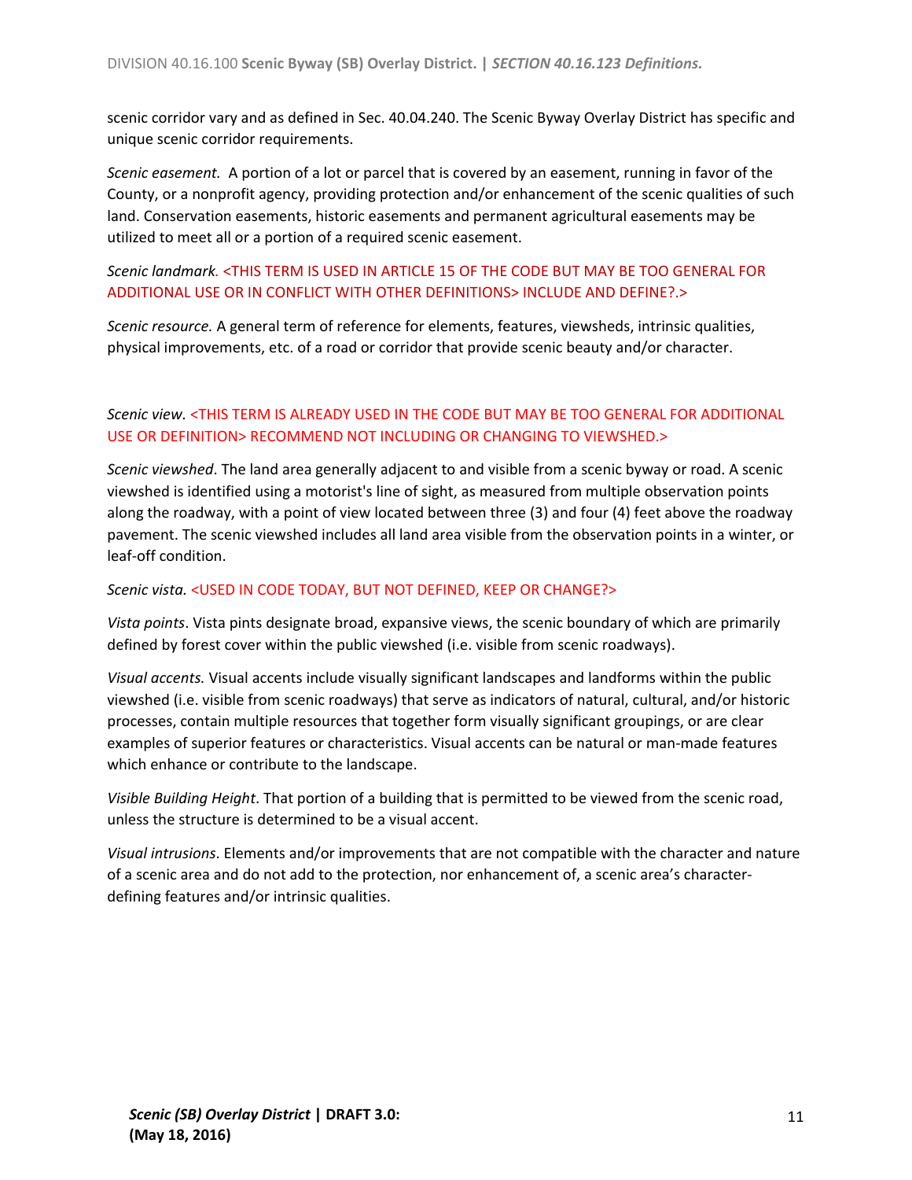scenic corridor vary and as defined in Sec. 40.04.240. The Scenic Byway Overlay District has specific and unique scenic corridor requirements.

*Scenic easement.* A portion of a lot or parcel that is covered by an easement, running in favor of the County, or a nonprofit agency, providing protection and/or enhancement of the scenic qualities of such land. Conservation easements, historic easements and permanent agricultural easements may be utilized to meet all or a portion of a required scenic easement.

*Scenic landmark.* <THIS TERM IS USED IN ARTICLE 15 OF THE CODE BUT MAY BE TOO GENERAL FOR ADDITIONAL USE OR IN CONFLICT WITH OTHER DEFINITIONS> INCLUDE AND DEFINE?.>

*Scenic resource.* A general term of reference for elements, features, viewsheds, intrinsic qualities, physical improvements, etc. of a road or corridor that provide scenic beauty and/or character.

*Scenic view.* <THIS TERM IS ALREADY USED IN THE CODE BUT MAY BE TOO GENERAL FOR ADDITIONAL USE OR DEFINITION> RECOMMEND NOT INCLUDING OR CHANGING TO VIEWSHED.>

*Scenic viewshed*. The land area generally adjacent to and visible from a scenic byway or road. A scenic viewshed is identified using a motorist's line of sight, as measured from multiple observation points along the roadway, with a point of view located between three (3) and four (4) feet above the roadway pavement. The scenic viewshed includes all land area visible from the observation points in a winter, or leaf-off condition.

*Scenic vista.* <USED IN CODE TODAY, BUT NOT DEFINED, KEEP OR CHANGE?>

*Vista points*. Vista pints designate broad, expansive views, the scenic boundary of which are primarily defined by forest cover within the public viewshed (i.e. visible from scenic roadways).

*Visual accents.* Visual accents include visually significant landscapes and landforms within the public viewshed (i.e. visible from scenic roadways) that serve as indicators of natural, cultural, and/or historic processes, contain multiple resources that together form visually significant groupings, or are clear examples of superior features or characteristics. Visual accents can be natural or man-made features which enhance or contribute to the landscape.

*Visible Building Height*. That portion of a building that is permitted to be viewed from the scenic road, unless the structure is determined to be a visual accent.

*Visual intrusions*. Elements and/or improvements that are not compatible with the character and nature of a scenic area and do not add to the protection, nor enhancement of, a scenic area's character-defining features and/or intrinsic qualities.